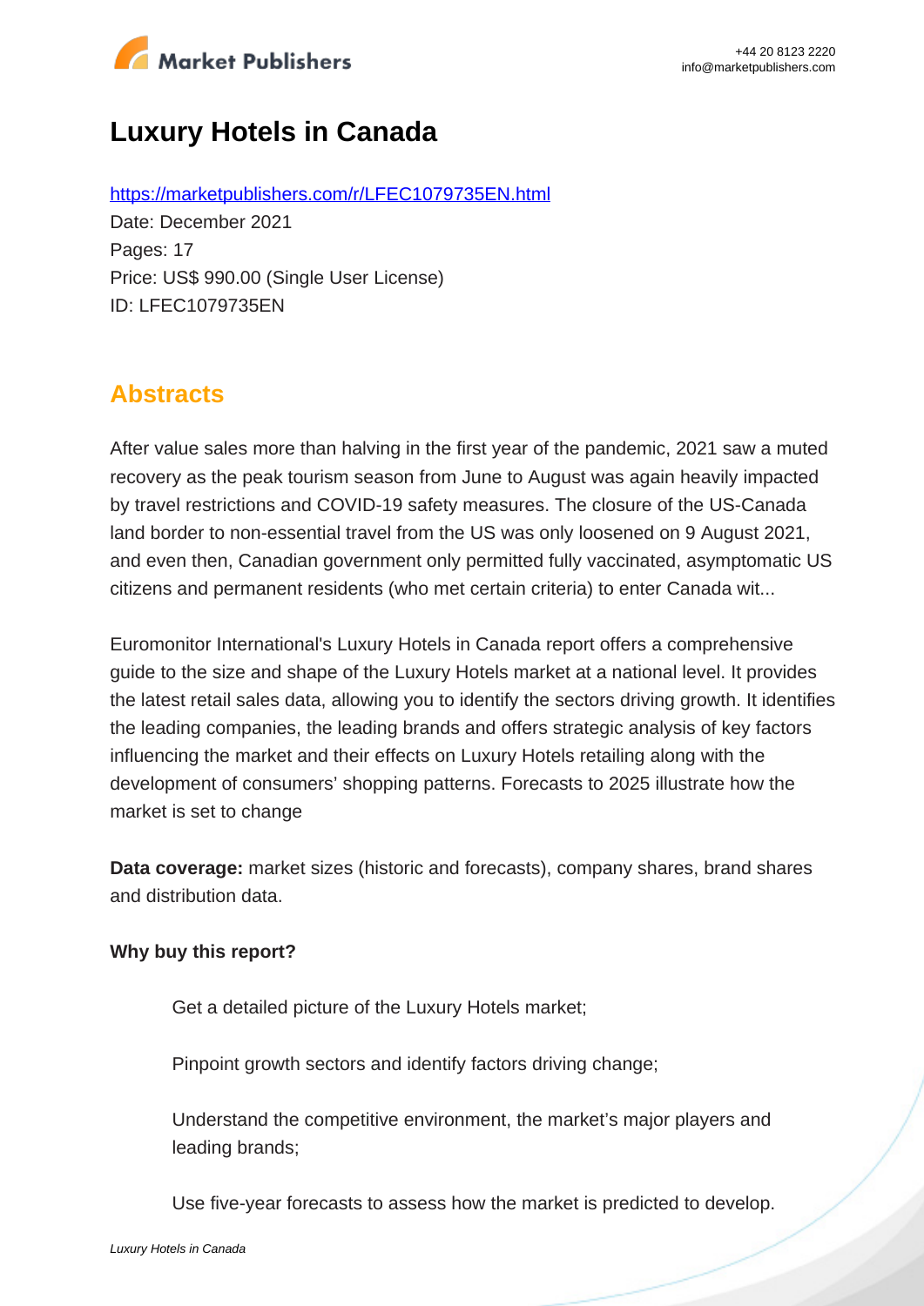# Luxury Hotels in Canada

https://marketpublishers.com/r/LFEC1079735EN.html

Date: December 2021

Pages: 17

Price: US$ 990.00 (Single User License)

ID: LFEC1079735EN

## Abstracts

After value sales more than halving in the first year of the pandemic, 2021 saw a muted recovery as the peak tourism season from June to August was again heavily impacted by travel restrictions and COVID-19 safety measures. The closure of the US-Canada land border to non-essential travel from the US was only loosened on 9 August 2021, and even then, Canadian government only permitted fully vaccinated, asymptomatic US citizens and permanent residents (who met certain criteria) to enter Canada wit...

Euromonitor International's Luxury Hotels in Canada report offers a comprehensive guide to the size and shape of the Luxury Hotels market at a national level. It provides the latest retail sales data, allowing you to identify the sectors driving growth. It identifies the leading companies, the leading brands and offers strategic analysis of key factors influencing the market and their effects on Luxury Hotels retailing along with the development of consumers' shopping patterns. Forecasts to 2025 illustrate how the market is set to change

**Data coverage:** market sizes (historic and forecasts), company shares, brand shares and distribution data.

**Why buy this report?**

- Get a detailed picture of the Luxury Hotels market;
- Pinpoint growth sectors and identify factors driving change;
- Understand the competitive environment, the market's major players and leading brands;
- Use five-year forecasts to assess how the market is predicted to develop.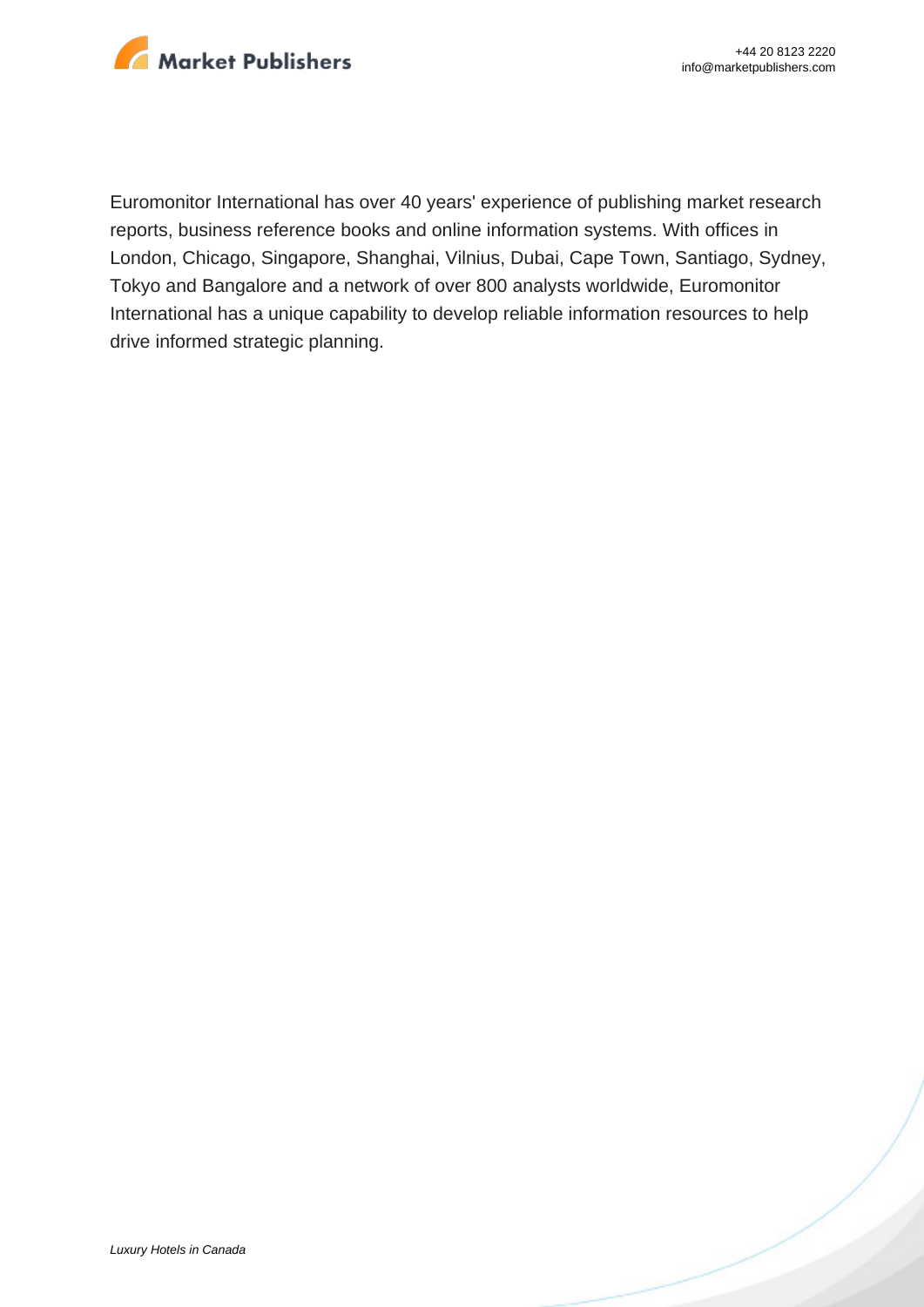Euromonitor International has over 40 years' experience of publishing market research reports, business reference books and online information systems. With offices in London, Chicago, Singapore, Shanghai, Vilnius, Dubai, Cape Town, Santiago, Sydney, Tokyo and Bangalore and a network of over 800 analysts worldwide, Euromonitor International has a unique capability to develop reliable information resources to help drive informed strategic planning.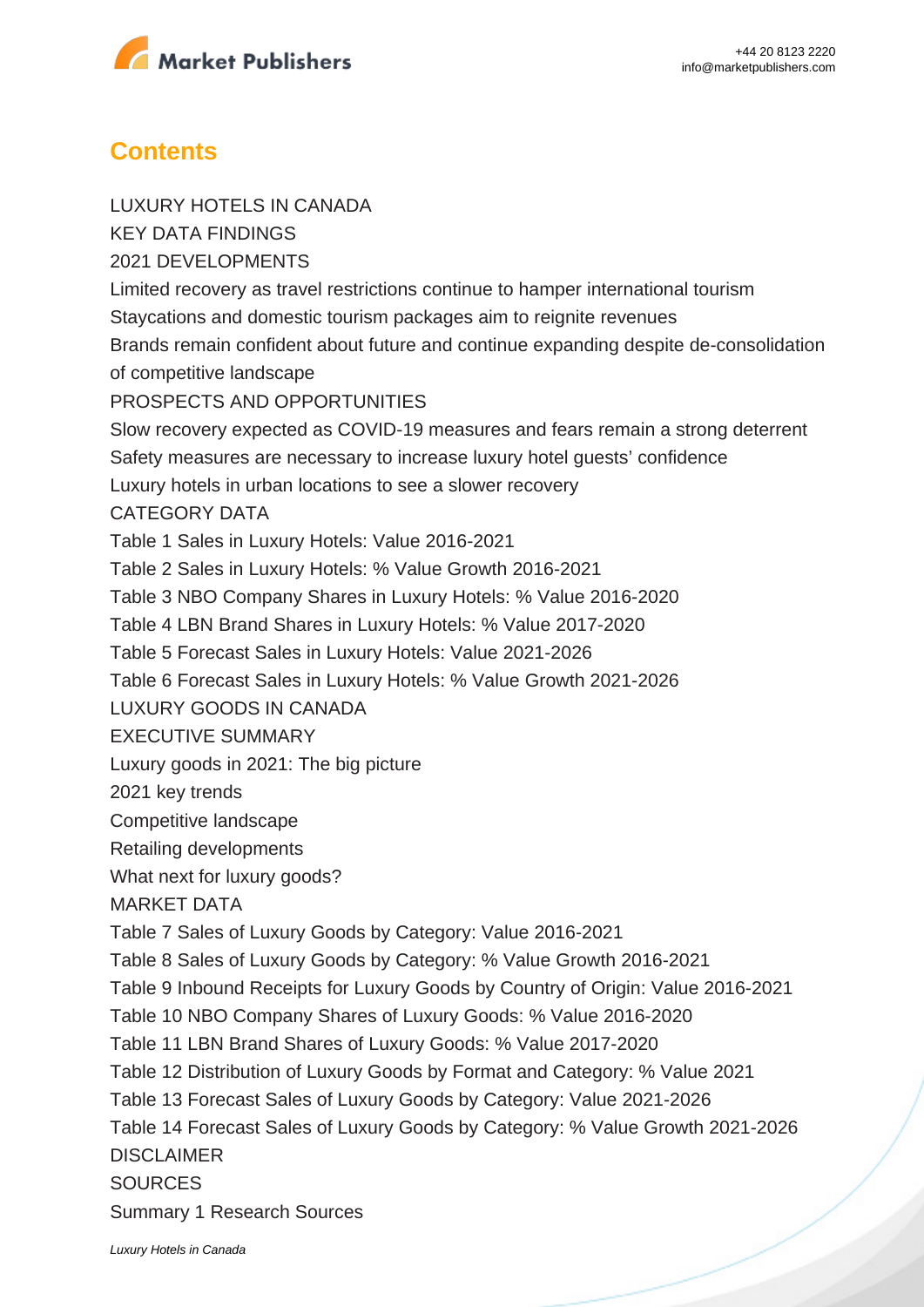## Contents

LUXURY HOTELS IN CANADA

KEY DATA FINDINGS

2021 DEVELOPMENTS

Limited recovery as travel restrictions continue to hamper international tourism

Staycations and domestic tourism packages aim to reignite revenues

Brands remain confident about future and continue expanding despite de-consolidation of competitive landscape

PROSPECTS AND OPPORTUNITIES

Slow recovery expected as COVID-19 measures and fears remain a strong deterrent

Safety measures are necessary to increase luxury hotel guests' confidence

Luxury hotels in urban locations to see a slower recovery

CATEGORY DATA

Table 1 Sales in Luxury Hotels: Value 2016-2021

Table 2 Sales in Luxury Hotels: % Value Growth 2016-2021

Table 3 NBO Company Shares in Luxury Hotels: % Value 2016-2020

Table 4 LBN Brand Shares in Luxury Hotels: % Value 2017-2020

Table 5 Forecast Sales in Luxury Hotels: Value 2021-2026

Table 6 Forecast Sales in Luxury Hotels: % Value Growth 2021-2026

LUXURY GOODS IN CANADA

EXECUTIVE SUMMARY

Luxury goods in 2021: The big picture

2021 key trends

Competitive landscape

Retailing developments

What next for luxury goods?

MARKET DATA

Table 7 Sales of Luxury Goods by Category: Value 2016-2021

Table 8 Sales of Luxury Goods by Category: % Value Growth 2016-2021

Table 9 Inbound Receipts for Luxury Goods by Country of Origin: Value 2016-2021

Table 10 NBO Company Shares of Luxury Goods: % Value 2016-2020

Table 11 LBN Brand Shares of Luxury Goods: % Value 2017-2020

Table 12 Distribution of Luxury Goods by Format and Category: % Value 2021

Table 13 Forecast Sales of Luxury Goods by Category: Value 2021-2026

Table 14 Forecast Sales of Luxury Goods by Category: % Value Growth 2021-2026

DISCLAIMER

SOURCES

Summary 1 Research Sources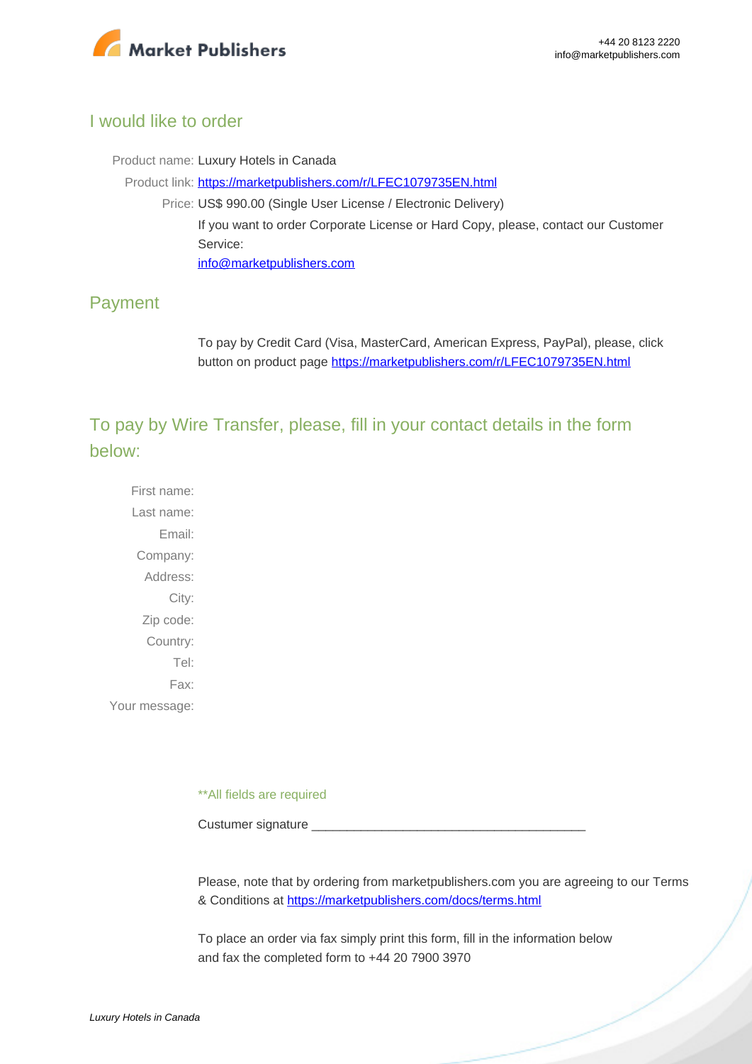## I would like to order

Product name: Luxury Hotels in Canada

Product link: https://marketpublishers.com/r/LFEC1079735EN.html

Price: US$ 990.00 (Single User License / Electronic Delivery)

If you want to order Corporate License or Hard Copy, please, contact our Customer Service:

info@marketpublishers.com

## Payment

To pay by Credit Card (Visa, MasterCard, American Express, PayPal), please, click button on product page https://marketpublishers.com/r/LFEC1079735EN.html

## To pay by Wire Transfer, please, fill in your contact details in the form below:

First name:

Last name:

Email:

Company:

Address:

City:

Zip code:

Country:

Tel:

Fax:

Your message:

**All fields are required

Custumer signature _______________________________________

Please, note that by ordering from marketpublishers.com you are agreeing to our Terms & Conditions at https://marketpublishers.com/docs/terms.html

To place an order via fax simply print this form, fill in the information below and fax the completed form to +44 20 7900 3970